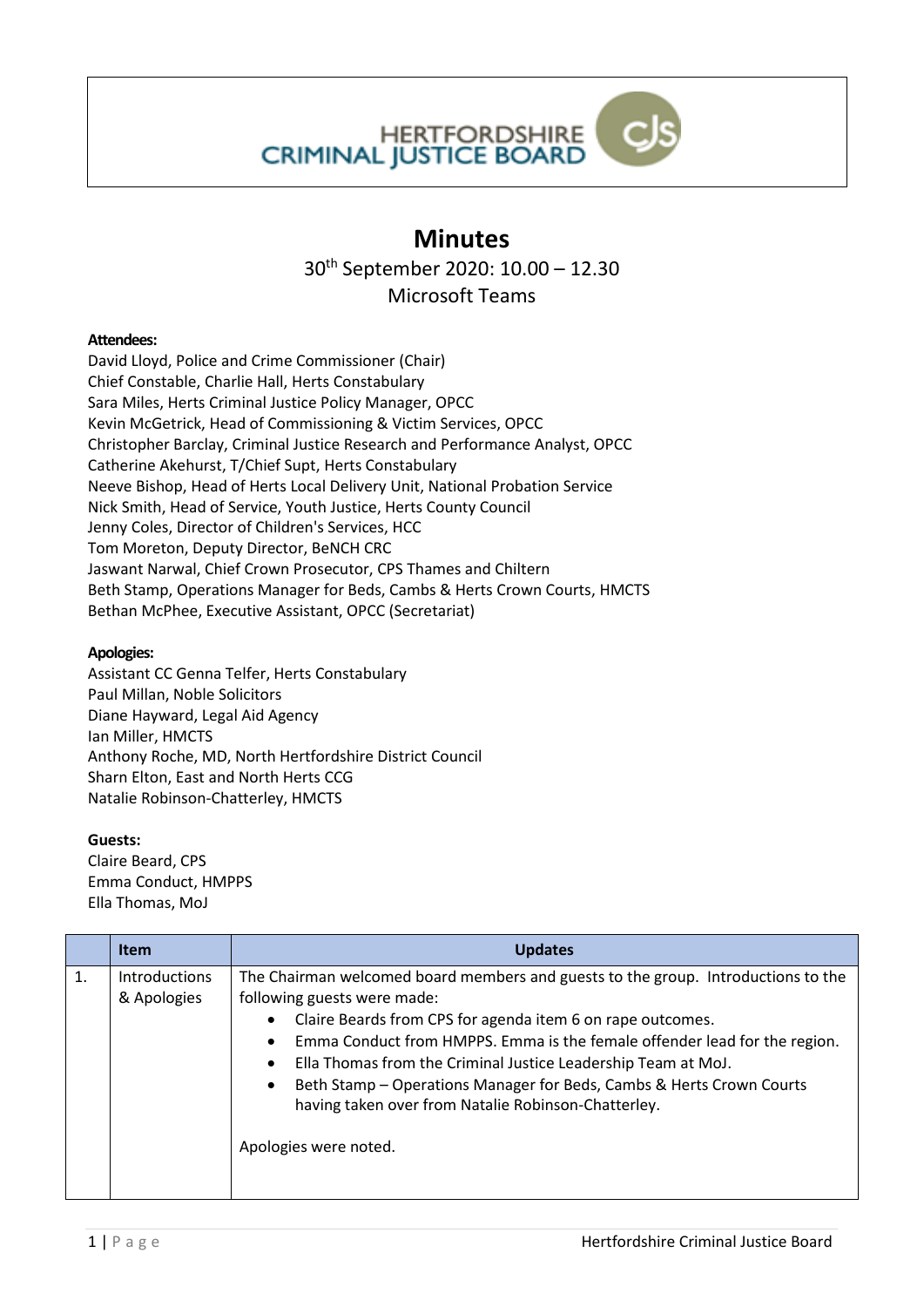HERTFORDSHIRE CRIMINAL JUSTICE BOARD

# Minutes

30th September 2020: 10.00 – 12.30

Microsoft Teams

**Attendees:**

David Lloyd, Police and Crime Commissioner (Chair)
Chief Constable, Charlie Hall, Herts Constabulary
Sara Miles, Herts Criminal Justice Policy Manager, OPCC
Kevin McGetrick, Head of Commissioning & Victim Services, OPCC
Christopher Barclay, Criminal Justice Research and Performance Analyst, OPCC
Catherine Akehurst, T/Chief Supt, Herts Constabulary
Neeve Bishop, Head of Herts Local Delivery Unit, National Probation Service
Nick Smith, Head of Service, Youth Justice, Herts County Council
Jenny Coles, Director of Children's Services, HCC
Tom Moreton, Deputy Director, BeNCH CRC
Jaswant Narwal, Chief Crown Prosecutor, CPS Thames and Chiltern
Beth Stamp, Operations Manager for Beds, Cambs & Herts Crown Courts, HMCTS
Bethan McPhee, Executive Assistant, OPCC (Secretariat)

**Apologies:**

Assistant CC Genna Telfer, Herts Constabulary
Paul Millan, Noble Solicitors
Diane Hayward, Legal Aid Agency
Ian Miller, HMCTS
Anthony Roche, MD, North Hertfordshire District Council
Sharn Elton, East and North Herts CCG
Natalie Robinson-Chatterley, HMCTS

**Guests:**

Claire Beard, CPS
Emma Conduct, HMPPS
Ella Thomas, MoJ

| | Item | Updates |
|---|---|---|
| 1. | Introductions & Apologies | The Chairman welcomed board members and guests to the group. Introductions to the following guests were made:<br>• Claire Beards from CPS for agenda item 6 on rape outcomes.<br>• Emma Conduct from HMPPS. Emma is the female offender lead for the region.<br>• Ella Thomas from the Criminal Justice Leadership Team at MoJ.<br>• Beth Stamp – Operations Manager for Beds, Cambs & Herts Crown Courts having taken over from Natalie Robinson-Chatterley.<br><br>Apologies were noted. |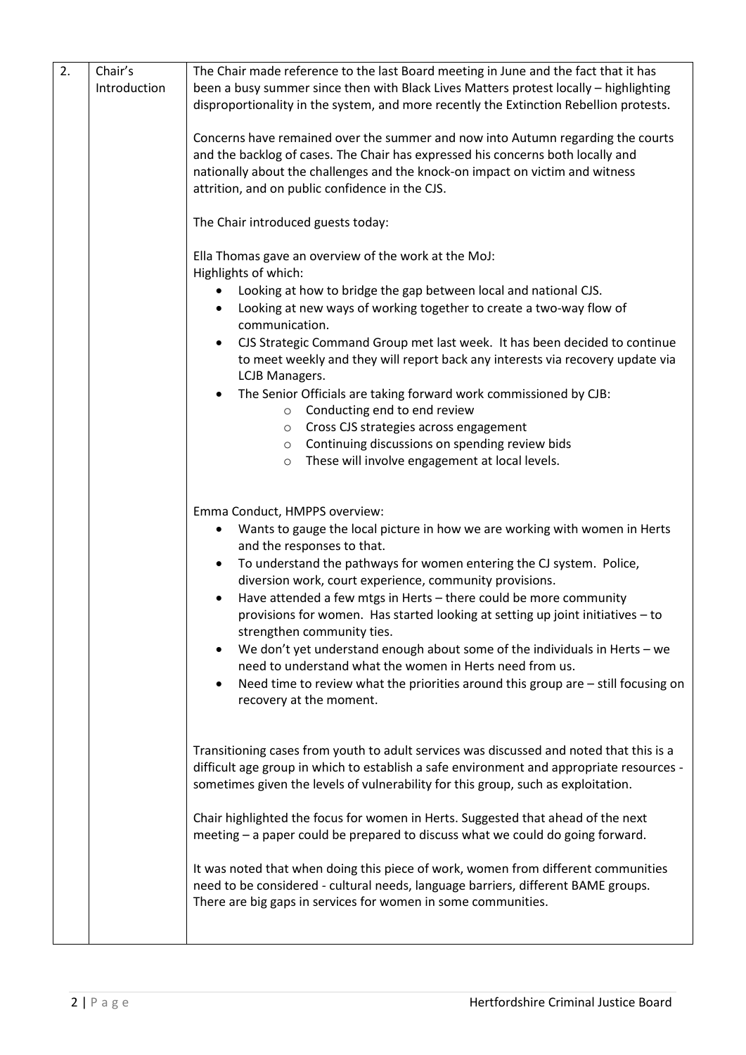| 2. | Chair's Introduction | The Chair made reference to the last Board meeting in June and the fact that it has been a busy summer since then with Black Lives Matters protest locally – highlighting disproportionality in the system, and more recently the Extinction Rebellion protests.<br><br>Concerns have remained over the summer and now into Autumn regarding the courts and the backlog of cases. The Chair has expressed his concerns both locally and nationally about the challenges and the knock-on impact on victim and witness attrition, and on public confidence in the CJS.<br><br>The Chair introduced guests today:<br><br>Ella Thomas gave an overview of the work at the MoJ:<br>Highlights of which:<br>• Looking at how to bridge the gap between local and national CJS.<br>• Looking at new ways of working together to create a two-way flow of communication.<br>• CJS Strategic Command Group met last week. It has been decided to continue to meet weekly and they will report back any interests via recovery update via LCJB Managers.<br>• The Senior Officials are taking forward work commissioned by CJB:<br>  ○ Conducting end to end review<br>  ○ Cross CJS strategies across engagement<br>  ○ Continuing discussions on spending review bids<br>  ○ These will involve engagement at local levels.<br><br>Emma Conduct, HMPPS overview:<br>• Wants to gauge the local picture in how we are working with women in Herts and the responses to that.<br>• To understand the pathways for women entering the CJ system. Police, diversion work, court experience, community provisions.<br>• Have attended a few mtgs in Herts – there could be more community provisions for women. Has started looking at setting up joint initiatives – to strengthen community ties.<br>• We don't yet understand enough about some of the individuals in Herts – we need to understand what the women in Herts need from us.<br>• Need time to review what the priorities around this group are – still focusing on recovery at the moment.<br><br>Transitioning cases from youth to adult services was discussed and noted that this is a difficult age group in which to establish a safe environment and appropriate resources - sometimes given the levels of vulnerability for this group, such as exploitation.<br><br>Chair highlighted the focus for women in Herts. Suggested that ahead of the next meeting – a paper could be prepared to discuss what we could do going forward.<br><br>It was noted that when doing this piece of work, women from different communities need to be considered - cultural needs, language barriers, different BAME groups. There are big gaps in services for women in some communities. |
|---|---|---|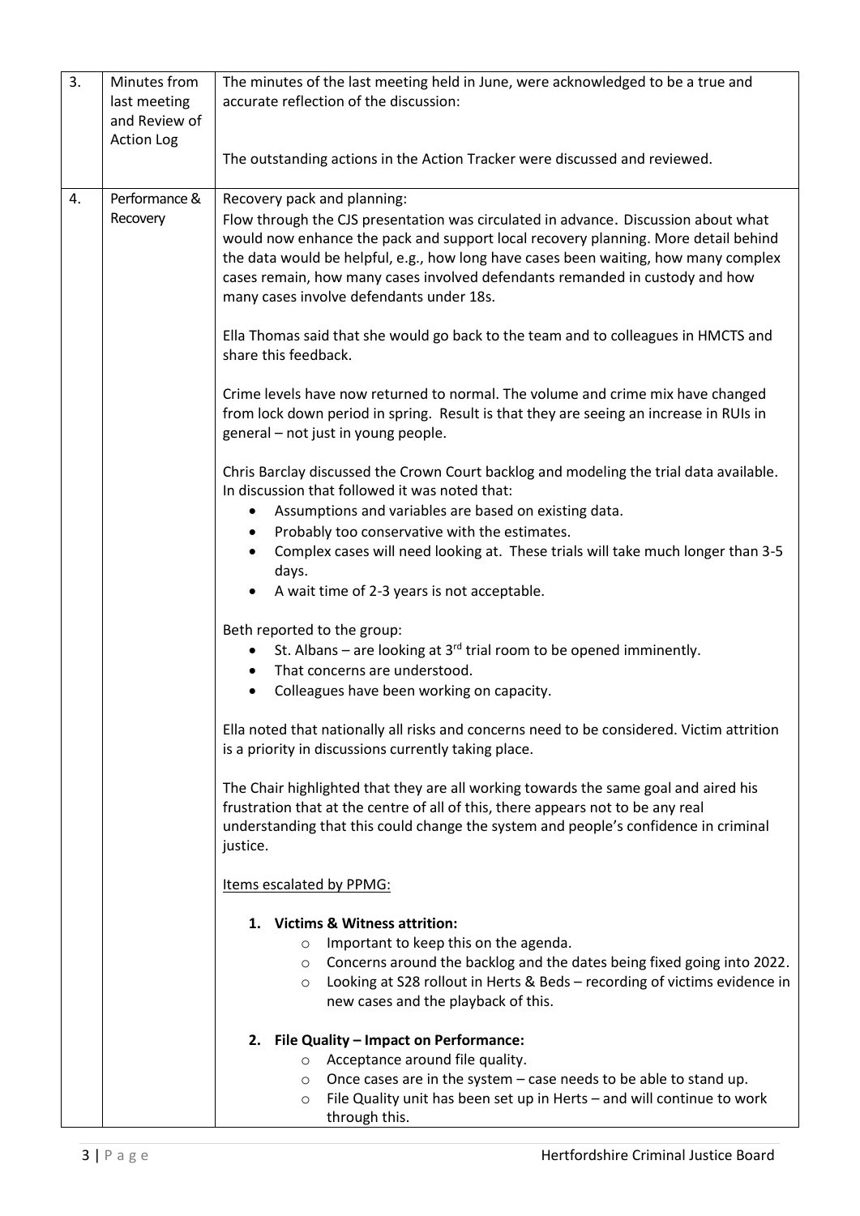| | | |
|---|---|---|
| 3. | Minutes from last meeting and Review of Action Log | The minutes of the last meeting held in June, were acknowledged to be a true and accurate reflection of the discussion:<br><br>The outstanding actions in the Action Tracker were discussed and reviewed. |
| 4. | Performance & Recovery | Recovery pack and planning:<br>Flow through the CJS presentation was circulated in advance. Discussion about what would now enhance the pack and support local recovery planning. More detail behind the data would be helpful, e.g., how long have cases been waiting, how many complex cases remain, how many cases involved defendants remanded in custody and how many cases involve defendants under 18s.<br><br>Ella Thomas said that she would go back to the team and to colleagues in HMCTS and share this feedback.<br><br>Crime levels have now returned to normal. The volume and crime mix have changed from lock down period in spring. Result is that they are seeing an increase in RUIs in general – not just in young people.<br><br>Chris Barclay discussed the Crown Court backlog and modeling the trial data available. In discussion that followed it was noted that:<br>• Assumptions and variables are based on existing data.<br>• Probably too conservative with the estimates.<br>• Complex cases will need looking at. These trials will take much longer than 3-5 days.<br>• A wait time of 2-3 years is not acceptable.<br><br>Beth reported to the group:<br>• St. Albans – are looking at 3rd trial room to be opened imminently.<br>• That concerns are understood.<br>• Colleagues have been working on capacity.<br><br>Ella noted that nationally all risks and concerns need to be considered. Victim attrition is a priority in discussions currently taking place.<br><br>The Chair highlighted that they are all working towards the same goal and aired his frustration that at the centre of all of this, there appears not to be any real understanding that this could change the system and people's confidence in criminal justice.<br><br>Items escalated by PPMG:<br><br>**1. Victims & Witness attrition:**<br>○ Important to keep this on the agenda.<br>○ Concerns around the backlog and the dates being fixed going into 2022.<br>○ Looking at S28 rollout in Herts & Beds – recording of victims evidence in new cases and the playback of this.<br><br>**2. File Quality – Impact on Performance:**<br>○ Acceptance around file quality.<br>○ Once cases are in the system – case needs to be able to stand up.<br>○ File Quality unit has been set up in Herts – and will continue to work through this. |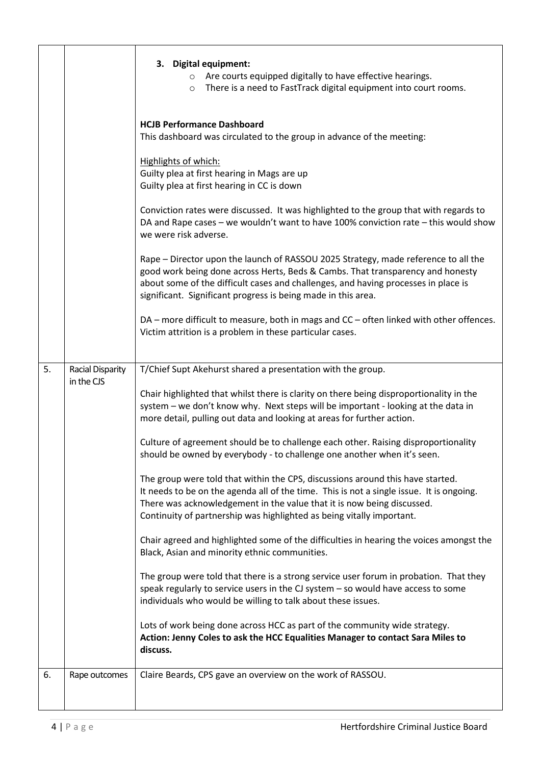| | | |
|---|---|---|
| | | **3. Digital equipment:**<br>○ Are courts equipped digitally to have effective hearings.<br>○ There is a need to FastTrack digital equipment into court rooms.<br><br>**HCJB Performance Dashboard**<br>This dashboard was circulated to the group in advance of the meeting:<br><br><u>Highlights of which:</u><br>Guilty plea at first hearing in Mags are up<br>Guilty plea at first hearing in CC is down<br><br>Conviction rates were discussed. It was highlighted to the group that with regards to DA and Rape cases – we wouldn't want to have 100% conviction rate – this would show we were risk adverse.<br><br>Rape – Director upon the launch of RASSOU 2025 Strategy, made reference to all the good work being done across Herts, Beds & Cambs. That transparency and honesty about some of the difficult cases and challenges, and having processes in place is significant. Significant progress is being made in this area.<br><br>DA – more difficult to measure, both in mags and CC – often linked with other offences. Victim attrition is a problem in these particular cases. |
| 5. | Racial Disparity in the CJS | T/Chief Supt Akehurst shared a presentation with the group.<br><br>Chair highlighted that whilst there is clarity on there being disproportionality in the system – we don't know why. Next steps will be important - looking at the data in more detail, pulling out data and looking at areas for further action.<br><br>Culture of agreement should be to challenge each other. Raising disproportionality should be owned by everybody - to challenge one another when it's seen.<br><br>The group were told that within the CPS, discussions around this have started. It needs to be on the agenda all of the time. This is not a single issue. It is ongoing. There was acknowledgement in the value that it is now being discussed. Continuity of partnership was highlighted as being vitally important.<br><br>Chair agreed and highlighted some of the difficulties in hearing the voices amongst the Black, Asian and minority ethnic communities.<br><br>The group were told that there is a strong service user forum in probation. That they speak regularly to service users in the CJ system – so would have access to some individuals who would be willing to talk about these issues.<br><br>Lots of work being done across HCC as part of the community wide strategy.<br>**Action: Jenny Coles to ask the HCC Equalities Manager to contact Sara Miles to discuss.** |
| 6. | Rape outcomes | Claire Beards, CPS gave an overview on the work of RASSOU. |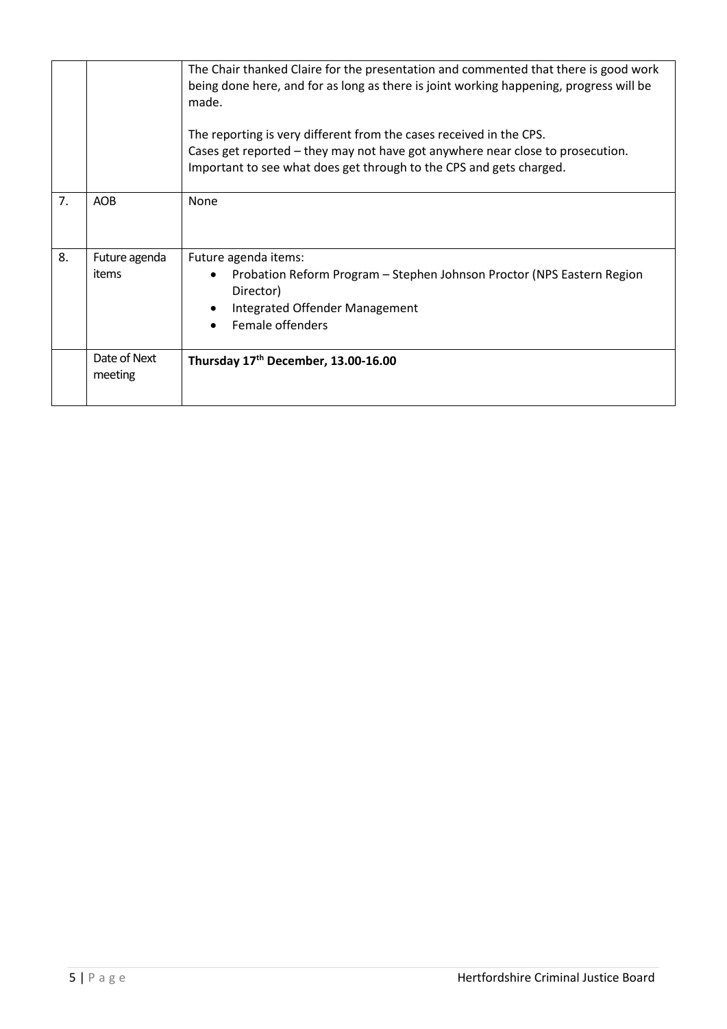| | | |
|---|---|---|
| | | The Chair thanked Claire for the presentation and commented that there is good work being done here, and for as long as there is joint working happening, progress will be made.<br><br>The reporting is very different from the cases received in the CPS.<br>Cases get reported – they may not have got anywhere near close to prosecution.<br>Important to see what does get through to the CPS and gets charged. |
| 7. | AOB | None |
| 8. | Future agenda items | Future agenda items:<br>• Probation Reform Program – Stephen Johnson Proctor (NPS Eastern Region Director)<br>• Integrated Offender Management<br>• Female offenders |
| | Date of Next meeting | **Thursday 17th December, 13.00-16.00** |